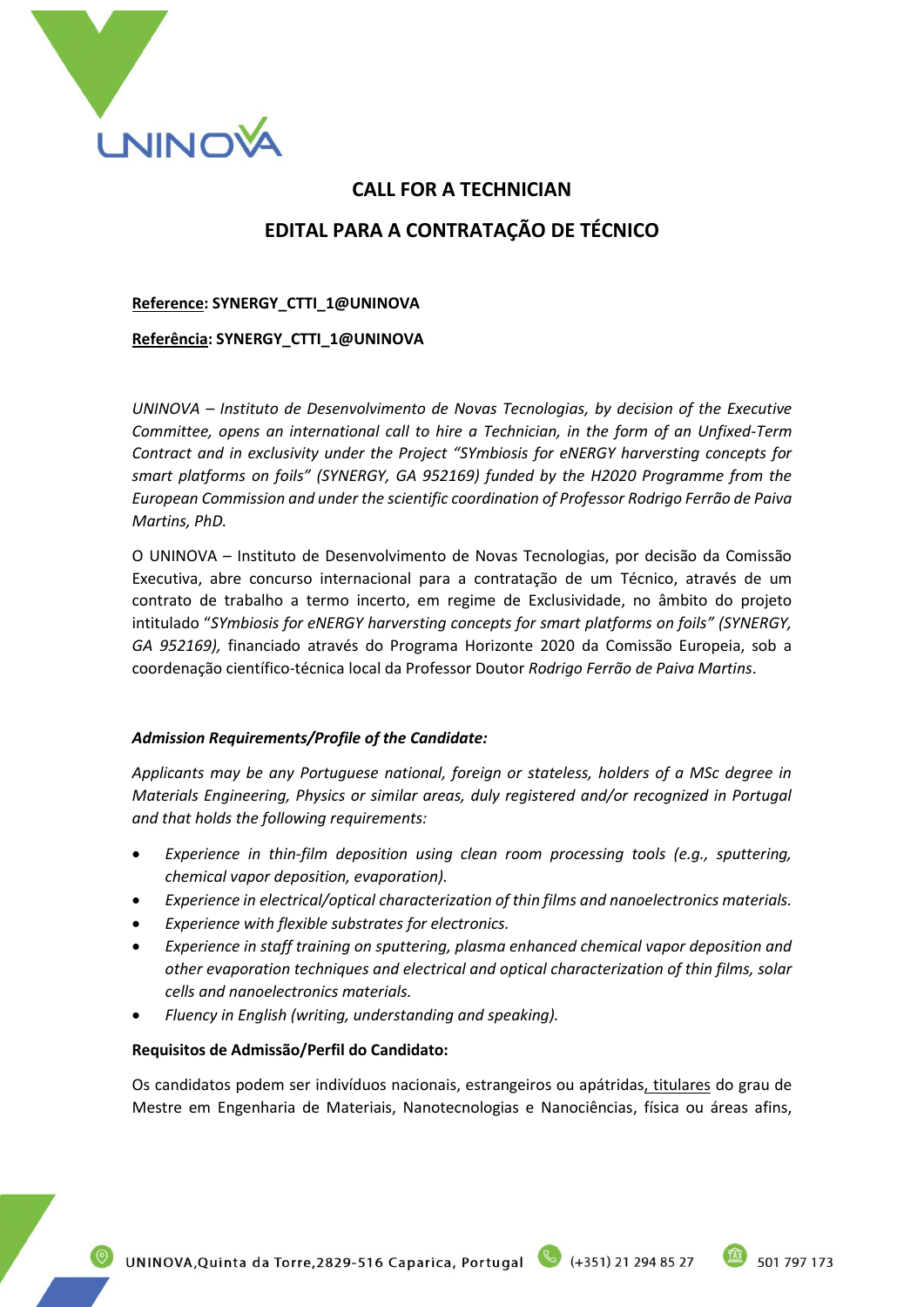# CALL FOR A TECHNICIAN

# EDITAL PARA A CONTRATAÇÃO DE TÉCNICO

**Reference: SYNERGY_CTTI_1@UNINOVA**

**Referência: SYNERGY_CTTI_1@UNINOVA**

*UNINOVA – Instituto de Desenvolvimento de Novas Tecnologias, by decision of the Executive Committee, opens an international call to hire a Technician, in the form of an Unfixed-Term Contract and in exclusivity under the Project "SYmbiosis for eNERGY harvesting concepts for smart platforms on foils" (SYNERGY, GA 952169) funded by the H2020 Programme from the European Commission and under the scientific coordination of Professor Rodrigo Ferrão de Paiva Martins, PhD.*

O UNINOVA – Instituto de Desenvolvimento de Novas Tecnologias, por decisão da Comissão Executiva, abre concurso internacional para a contratação de um Técnico, através de um contrato de trabalho a termo incerto, em regime de Exclusividade, no âmbito do projeto intitulado "*SYmbiosis for eNERGY harvesting concepts for smart platforms on foils" (SYNERGY, GA 952169),* financiado através do Programa Horizonte 2020 da Comissão Europeia, sob a coordenação científico-técnica local da Professor Doutor *Rodrigo Ferrão de Paiva Martins*.

***Admission Requirements/Profile of the Candidate:***

*Applicants may be any Portuguese national, foreign or stateless, holders of a MSc degree in Materials Engineering, Physics or similar areas, duly registered and/or recognized in Portugal and that holds the following requirements:*

- *Experience in thin-film deposition using clean room processing tools (e.g., sputtering, chemical vapor deposition, evaporation).*
- *Experience in electrical/optical characterization of thin films and nanoelectronics materials.*
- *Experience with flexible substrates for electronics.*
- *Experience in staff training on sputtering, plasma enhanced chemical vapor deposition and other evaporation techniques and electrical and optical characterization of thin films, solar cells and nanoelectronics materials.*
- *Fluency in English (writing, understanding and speaking).*

**Requisitos de Admissão/Perfil do Candidato:**

Os candidatos podem ser indivíduos nacionais, estrangeiros ou apátridas, titulares do grau de Mestre em Engenharia de Materiais, Nanotecnologias e Nanociências, física ou áreas afins,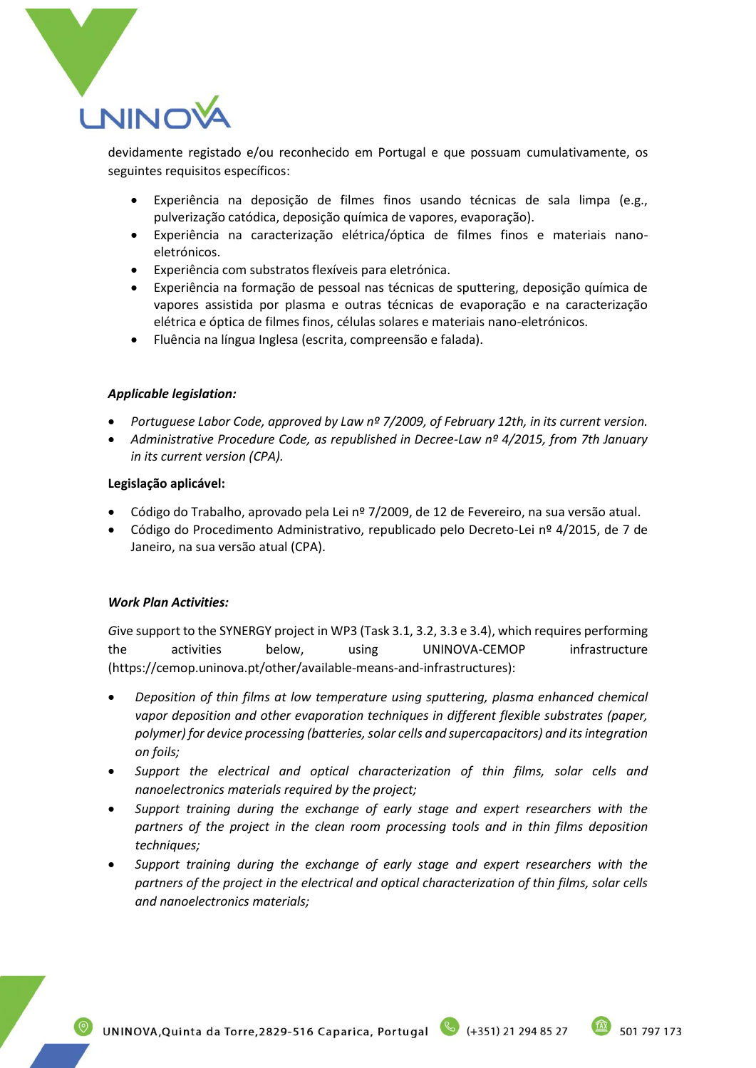devidamente registado e/ou reconhecido em Portugal e que possuam cumulativamente, os seguintes requisitos específicos:

- Experiência na deposição de filmes finos usando técnicas de sala limpa (e.g., pulverização catódica, deposição química de vapores, evaporação).
- Experiência na caracterização elétrica/óptica de filmes finos e materiais nano-eletrónicos.
- Experiência com substratos flexíveis para eletrónica.
- Experiência na formação de pessoal nas técnicas de sputtering, deposição química de vapores assistida por plasma e outras técnicas de evaporação e na caracterização elétrica e óptica de filmes finos, células solares e materiais nano-eletrónicos.
- Fluência na língua Inglesa (escrita, compreensão e falada).

***Applicable legislation:***

- *Portuguese Labor Code, approved by Law nº 7/2009, of February 12th, in its current version.*
- *Administrative Procedure Code, as republished in Decree-Law nº 4/2015, from 7th January in its current version (CPA).*

**Legislação aplicável:**

- Código do Trabalho, aprovado pela Lei nº 7/2009, de 12 de Fevereiro, na sua versão atual.
- Código do Procedimento Administrativo, republicado pelo Decreto-Lei nº 4/2015, de 7 de Janeiro, na sua versão atual (CPA).

***Work Plan Activities:***

*G*ive support to the SYNERGY project in WP3 (Task 3.1, 3.2, 3.3 e 3.4), which requires performing the activities below, using UNINOVA-CEMOP infrastructure (https://cemop.uninova.pt/other/available-means-and-infrastructures):

- *Deposition of thin films at low temperature using sputtering, plasma enhanced chemical vapor deposition and other evaporation techniques in different flexible substrates (paper, polymer) for device processing (batteries, solar cells and supercapacitors) and its integration on foils;*
- *Support the electrical and optical characterization of thin films, solar cells and nanoelectronics materials required by the project;*
- *Support training during the exchange of early stage and expert researchers with the partners of the project in the clean room processing tools and in thin films deposition techniques;*
- *Support training during the exchange of early stage and expert researchers with the partners of the project in the electrical and optical characterization of thin films, solar cells and nanoelectronics materials;*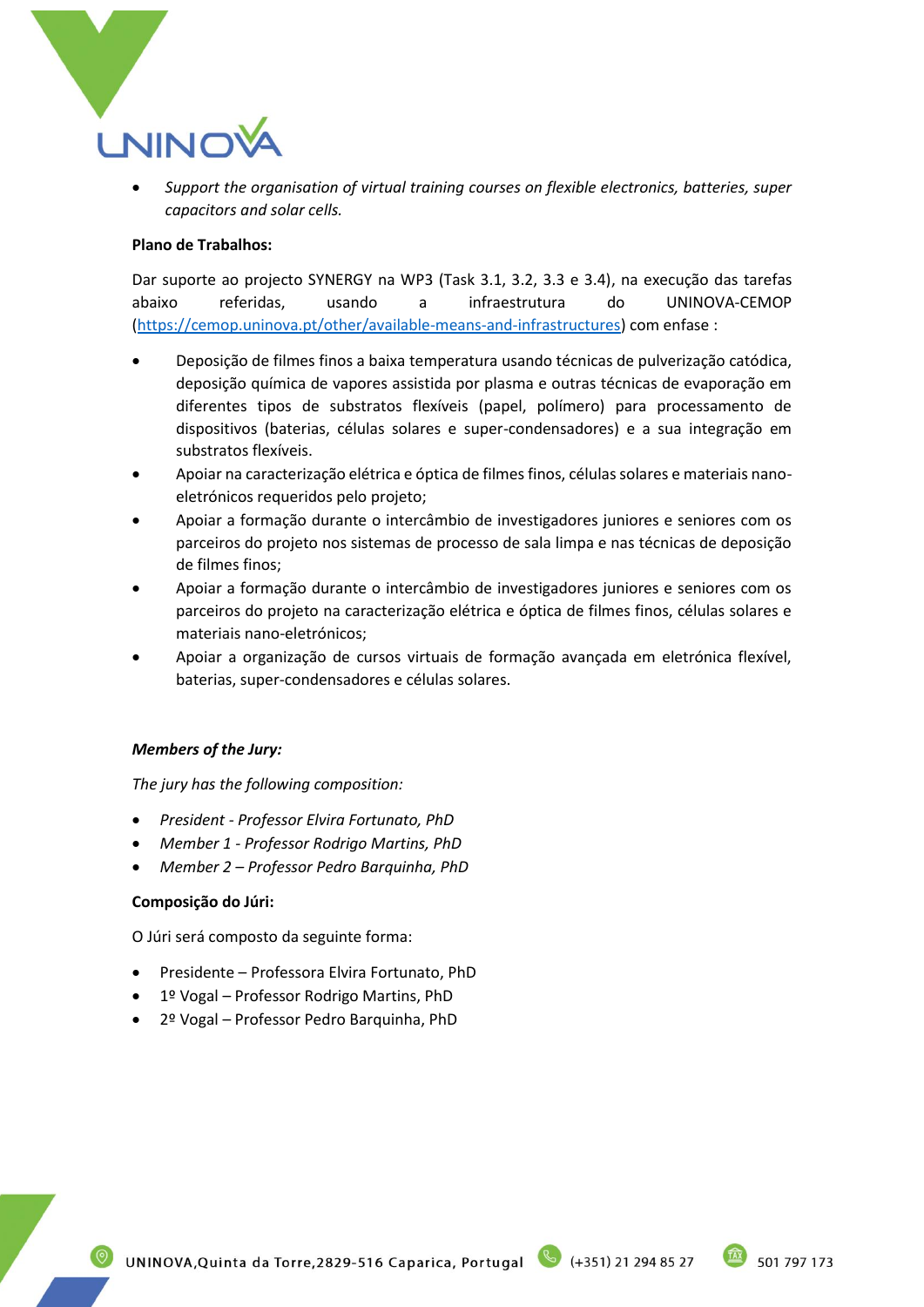- *Support the organisation of virtual training courses on flexible electronics, batteries, super capacitors and solar cells.*

**Plano de Trabalhos:**

Dar suporte ao projecto SYNERGY na WP3 (Task 3.1, 3.2, 3.3 e 3.4), na execução das tarefas abaixo referidas, usando a infraestrutura do UNINOVA-CEMOP (https://cemop.uninova.pt/other/available-means-and-infrastructures) com enfase :

- Deposição de filmes finos a baixa temperatura usando técnicas de pulverização catódica, deposição química de vapores assistida por plasma e outras técnicas de evaporação em diferentes tipos de substratos flexíveis (papel, polímero) para processamento de dispositivos (baterias, células solares e super-condensadores) e a sua integração em substratos flexíveis.
- Apoiar na caracterização elétrica e óptica de filmes finos, células solares e materiais nano-eletrónicos requeridos pelo projeto;
- Apoiar a formação durante o intercâmbio de investigadores juniores e seniores com os parceiros do projeto nos sistemas de processo de sala limpa e nas técnicas de deposição de filmes finos;
- Apoiar a formação durante o intercâmbio de investigadores juniores e seniores com os parceiros do projeto na caracterização elétrica e óptica de filmes finos, células solares e materiais nano-eletrónicos;
- Apoiar a organização de cursos virtuais de formação avançada em eletrónica flexível, baterias, super-condensadores e células solares.

***Members of the Jury:***

*The jury has the following composition:*

- *President - Professor Elvira Fortunato, PhD*
- *Member 1 - Professor Rodrigo Martins, PhD*
- *Member 2 – Professor Pedro Barquinha, PhD*

**Composição do Júri:**

O Júri será composto da seguinte forma:

- Presidente – Professora Elvira Fortunato, PhD
- 1º Vogal – Professor Rodrigo Martins, PhD
- 2º Vogal – Professor Pedro Barquinha, PhD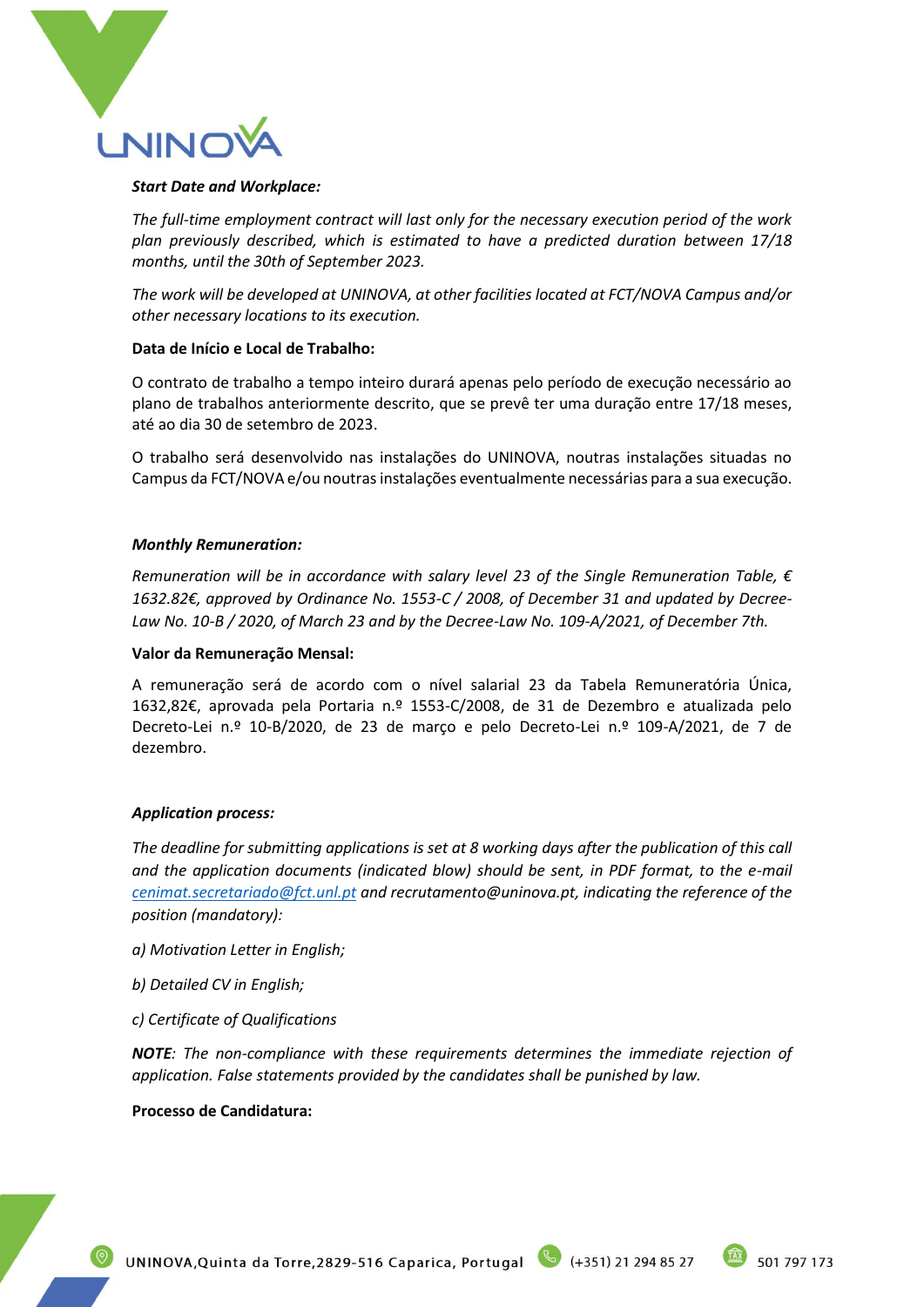***Start Date and Workplace:***

*The full-time employment contract will last only for the necessary execution period of the work plan previously described, which is estimated to have a predicted duration between 17/18 months, until the 30th of September 2023.*

*The work will be developed at UNINOVA, at other facilities located at FCT/NOVA Campus and/or other necessary locations to its execution.*

**Data de Início e Local de Trabalho:**

O contrato de trabalho a tempo inteiro durará apenas pelo período de execução necessário ao plano de trabalhos anteriormente descrito, que se prevê ter uma duração entre 17/18 meses, até ao dia 30 de setembro de 2023.

O trabalho será desenvolvido nas instalações do UNINOVA, noutras instalações situadas no Campus da FCT/NOVA e/ou noutras instalações eventualmente necessárias para a sua execução.

***Monthly Remuneration:***

*Remuneration will be in accordance with salary level 23 of the Single Remuneration Table, € 1632.82€, approved by Ordinance No. 1553-C / 2008, of December 31 and updated by Decree-Law No. 10-B / 2020, of March 23 and by the Decree-Law No. 109-A/2021, of December 7th.*

**Valor da Remuneração Mensal:**

A remuneração será de acordo com o nível salarial 23 da Tabela Remuneratória Única, 1632,82€, aprovada pela Portaria n.º 1553-C/2008, de 31 de Dezembro e atualizada pelo Decreto-Lei n.º 10-B/2020, de 23 de março e pelo Decreto-Lei n.º 109-A/2021, de 7 de dezembro.

***Application process:***

*The deadline for submitting applications is set at 8 working days after the publication of this call and the application documents (indicated blow) should be sent, in PDF format, to the e-mail cenimat.secretariado@fct.unl.pt and recrutamento@uninova.pt, indicating the reference of the position (mandatory):*

*a) Motivation Letter in English;*

*b) Detailed CV in English;*

*c) Certificate of Qualifications*

***NOTE**: The non-compliance with these requirements determines the immediate rejection of application. False statements provided by the candidates shall be punished by law.*

**Processo de Candidatura:**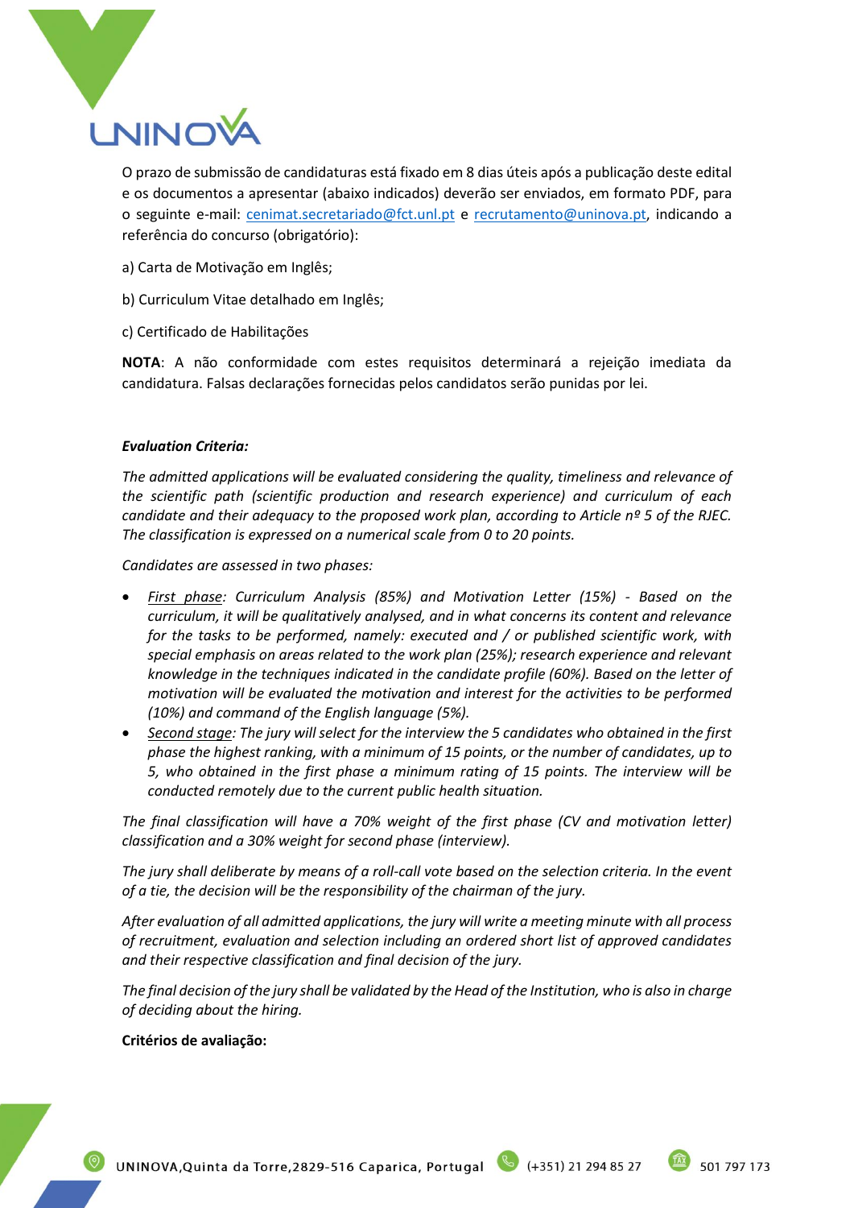O prazo de submissão de candidaturas está fixado em 8 dias úteis após a publicação deste edital e os documentos a apresentar (abaixo indicados) deverão ser enviados, em formato PDF, para o seguinte e-mail: cenimat.secretariado@fct.unl.pt e recrutamento@uninova.pt, indicando a referência do concurso (obrigatório):

a) Carta de Motivação em Inglês;

b) Curriculum Vitae detalhado em Inglês;

c) Certificado de Habilitações

**NOTA**: A não conformidade com estes requisitos determinará a rejeição imediata da candidatura. Falsas declarações fornecidas pelos candidatos serão punidas por lei.

***Evaluation Criteria:***

*The admitted applications will be evaluated considering the quality, timeliness and relevance of the scientific path (scientific production and research experience) and curriculum of each candidate and their adequacy to the proposed work plan, according to Article nº 5 of the RJEC. The classification is expressed on a numerical scale from 0 to 20 points.*

*Candidates are assessed in two phases:*

- *First phase: Curriculum Analysis (85%) and Motivation Letter (15%) - Based on the curriculum, it will be qualitatively analysed, and in what concerns its content and relevance for the tasks to be performed, namely: executed and / or published scientific work, with special emphasis on areas related to the work plan (25%); research experience and relevant knowledge in the techniques indicated in the candidate profile (60%). Based on the letter of motivation will be evaluated the motivation and interest for the activities to be performed (10%) and command of the English language (5%).*
- *Second stage: The jury will select for the interview the 5 candidates who obtained in the first phase the highest ranking, with a minimum of 15 points, or the number of candidates, up to 5, who obtained in the first phase a minimum rating of 15 points. The interview will be conducted remotely due to the current public health situation.*

*The final classification will have a 70% weight of the first phase (CV and motivation letter) classification and a 30% weight for second phase (interview).*

*The jury shall deliberate by means of a roll-call vote based on the selection criteria. In the event of a tie, the decision will be the responsibility of the chairman of the jury.*

*After evaluation of all admitted applications, the jury will write a meeting minute with all process of recruitment, evaluation and selection including an ordered short list of approved candidates and their respective classification and final decision of the jury.*

*The final decision of the jury shall be validated by the Head of the Institution, who is also in charge of deciding about the hiring.*

**Critérios de avaliação:**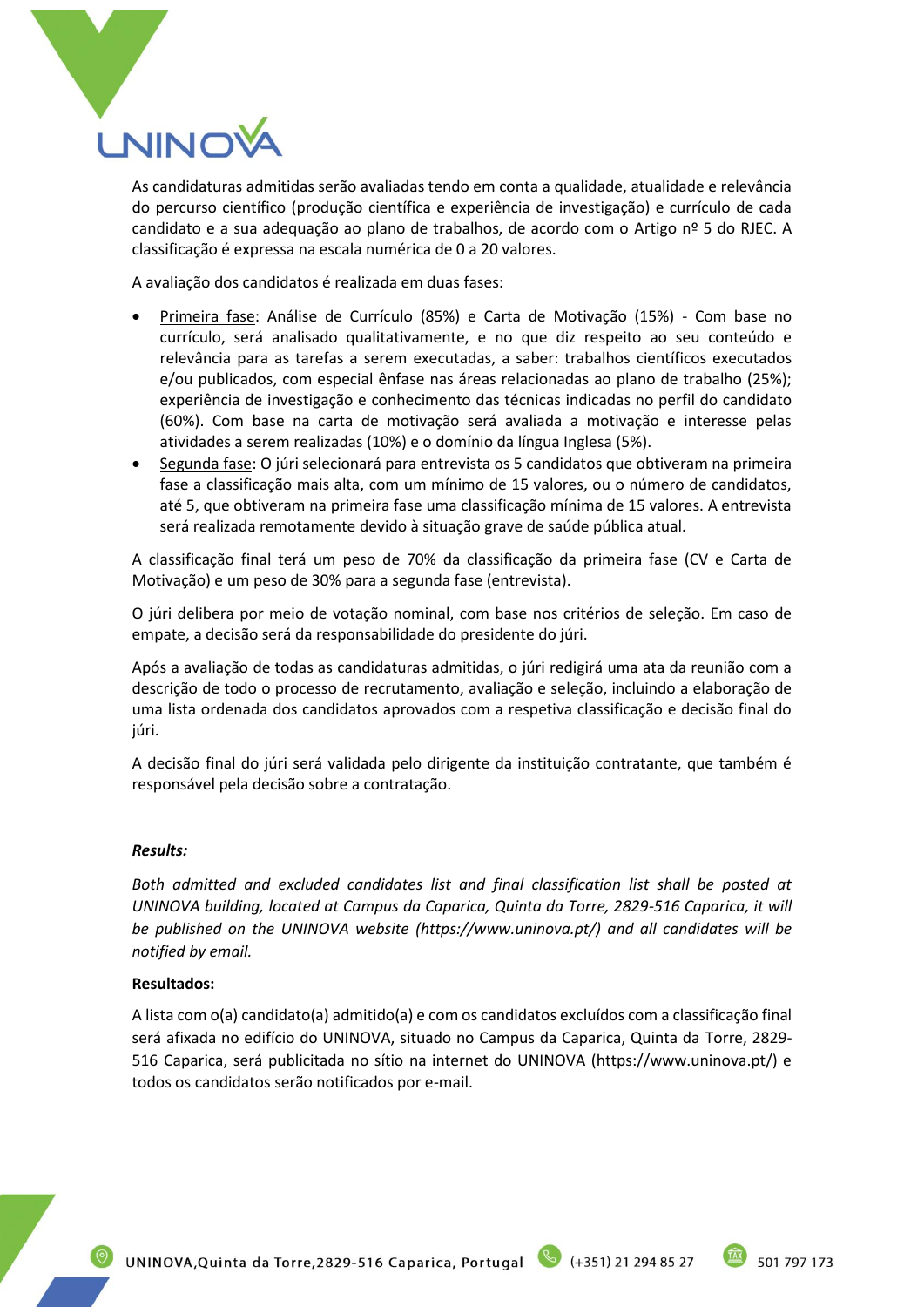As candidaturas admitidas serão avaliadas tendo em conta a qualidade, atualidade e relevância do percurso científico (produção científica e experiência de investigação) e currículo de cada candidato e a sua adequação ao plano de trabalhos, de acordo com o Artigo nº 5 do RJEC. A classificação é expressa na escala numérica de 0 a 20 valores.

A avaliação dos candidatos é realizada em duas fases:

- Primeira fase: Análise de Currículo (85%) e Carta de Motivação (15%) - Com base no currículo, será analisado qualitativamente, e no que diz respeito ao seu conteúdo e relevância para as tarefas a serem executadas, a saber: trabalhos científicos executados e/ou publicados, com especial ênfase nas áreas relacionadas ao plano de trabalho (25%); experiência de investigação e conhecimento das técnicas indicadas no perfil do candidato (60%). Com base na carta de motivação será avaliada a motivação e interesse pelas atividades a serem realizadas (10%) e o domínio da língua Inglesa (5%).
- Segunda fase: O júri selecionará para entrevista os 5 candidatos que obtiveram na primeira fase a classificação mais alta, com um mínimo de 15 valores, ou o número de candidatos, até 5, que obtiveram na primeira fase uma classificação mínima de 15 valores. A entrevista será realizada remotamente devido à situação grave de saúde pública atual.

A classificação final terá um peso de 70% da classificação da primeira fase (CV e Carta de Motivação) e um peso de 30% para a segunda fase (entrevista).

O júri delibera por meio de votação nominal, com base nos critérios de seleção. Em caso de empate, a decisão será da responsabilidade do presidente do júri.

Após a avaliação de todas as candidaturas admitidas, o júri redigirá uma ata da reunião com a descrição de todo o processo de recrutamento, avaliação e seleção, incluindo a elaboração de uma lista ordenada dos candidatos aprovados com a respetiva classificação e decisão final do júri.

A decisão final do júri será validada pelo dirigente da instituição contratante, que também é responsável pela decisão sobre a contratação.

***Results:***

*Both admitted and excluded candidates list and final classification list shall be posted at UNINOVA building, located at Campus da Caparica, Quinta da Torre, 2829-516 Caparica, it will be published on the UNINOVA website (https://www.uninova.pt/) and all candidates will be notified by email.*

**Resultados:**

A lista com o(a) candidato(a) admitido(a) e com os candidatos excluídos com a classificação final será afixada no edifício do UNINOVA, situado no Campus da Caparica, Quinta da Torre, 2829-516 Caparica, será publicitada no sítio na internet do UNINOVA (https://www.uninova.pt/) e todos os candidatos serão notificados por e-mail.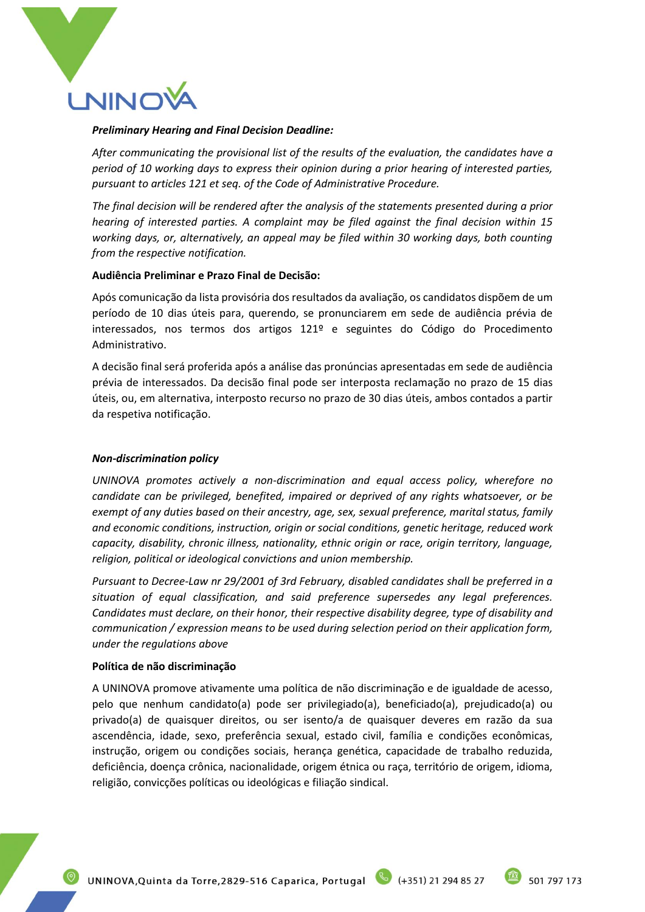***Preliminary Hearing and Final Decision Deadline:***

*After communicating the provisional list of the results of the evaluation, the candidates have a period of 10 working days to express their opinion during a prior hearing of interested parties, pursuant to articles 121 et seq. of the Code of Administrative Procedure.*

*The final decision will be rendered after the analysis of the statements presented during a prior hearing of interested parties. A complaint may be filed against the final decision within 15 working days, or, alternatively, an appeal may be filed within 30 working days, both counting from the respective notification.*

**Audiência Preliminar e Prazo Final de Decisão:**

Após comunicação da lista provisória dos resultados da avaliação, os candidatos dispõem de um período de 10 dias úteis para, querendo, se pronunciarem em sede de audiência prévia de interessados, nos termos dos artigos 121º e seguintes do Código do Procedimento Administrativo.

A decisão final será proferida após a análise das pronúncias apresentadas em sede de audiência prévia de interessados. Da decisão final pode ser interposta reclamação no prazo de 15 dias úteis, ou, em alternativa, interposto recurso no prazo de 30 dias úteis, ambos contados a partir da respetiva notificação.

***Non-discrimination policy***

*UNINOVA promotes actively a non-discrimination and equal access policy, wherefore no candidate can be privileged, benefited, impaired or deprived of any rights whatsoever, or be exempt of any duties based on their ancestry, age, sex, sexual preference, marital status, family and economic conditions, instruction, origin or social conditions, genetic heritage, reduced work capacity, disability, chronic illness, nationality, ethnic origin or race, origin territory, language, religion, political or ideological convictions and union membership.*

*Pursuant to Decree-Law nr 29/2001 of 3rd February, disabled candidates shall be preferred in a situation of equal classification, and said preference supersedes any legal preferences. Candidates must declare, on their honor, their respective disability degree, type of disability and communication / expression means to be used during selection period on their application form, under the regulations above*

**Política de não discriminação**

A UNINOVA promove ativamente uma política de não discriminação e de igualdade de acesso, pelo que nenhum candidato(a) pode ser privilegiado(a), beneficiado(a), prejudicado(a) ou privado(a) de quaisquer direitos, ou ser isento/a de quaisquer deveres em razão da sua ascendência, idade, sexo, preferência sexual, estado civil, família e condições econômicas, instrução, origem ou condições sociais, herança genética, capacidade de trabalho reduzida, deficiência, doença crônica, nacionalidade, origem étnica ou raça, território de origem, idioma, religião, convicções políticas ou ideológicas e filiação sindical.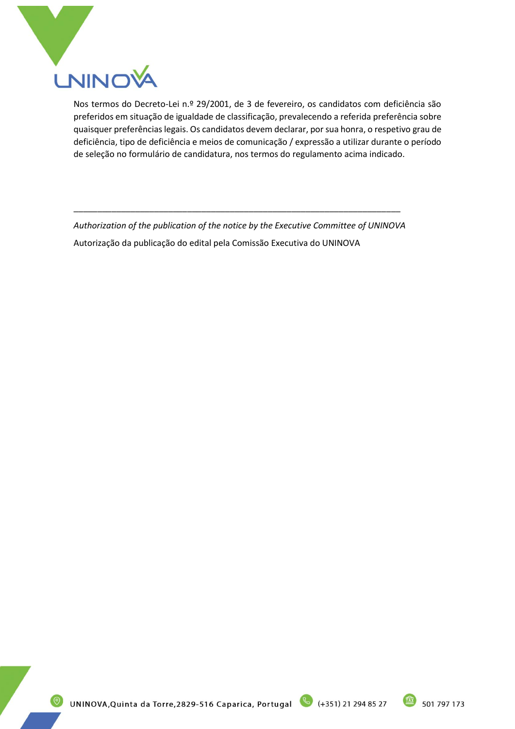Nos termos do Decreto-Lei n.º 29/2001, de 3 de fevereiro, os candidatos com deficiência são preferidos em situação de igualdade de classificação, prevalecendo a referida preferência sobre quaisquer preferências legais. Os candidatos devem declarar, por sua honra, o respetivo grau de deficiência, tipo de deficiência e meios de comunicação / expressão a utilizar durante o período de seleção no formulário de candidatura, nos termos do regulamento acima indicado.

\_\_\_\_\_\_\_\_\_\_\_\_\_\_\_\_\_\_\_\_\_\_\_\_\_\_\_\_\_\_\_\_\_\_\_\_\_\_\_\_\_\_\_\_\_\_\_\_\_\_\_\_\_\_\_\_\_\_\_\_\_\_\_\_

*Authorization of the publication of the notice by the Executive Committee of UNINOVA*

Autorização da publicação do edital pela Comissão Executiva do UNINOVA